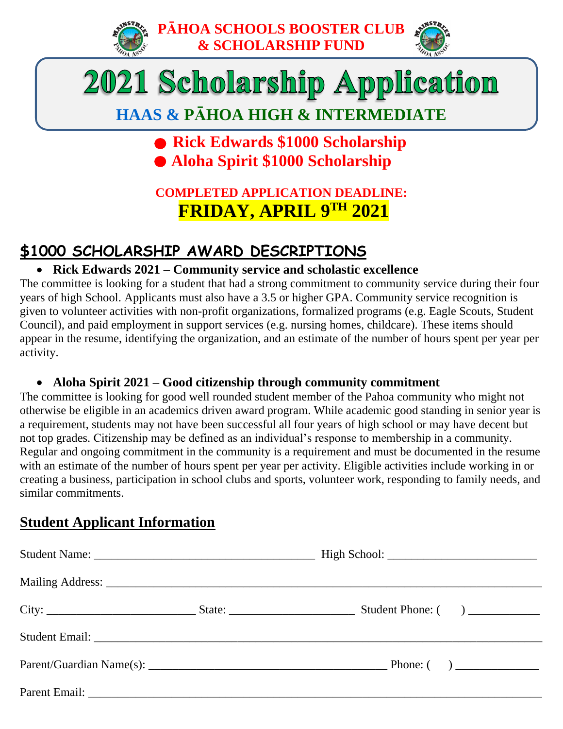# PĀHOA SCHOOLS BOOSTER CLUB & SCHOLARSHIP FUND

# 2021 Scholarship Application

## HAAS & PĀHOA HIGH & INTERMEDIATE

- **Rick Edwards $1000 Scholarship**
- **Aloha Spirit $1000 Scholarship**

**COMPLETED APPLICATION DEADLINE:**
**FRIDAY, APRIL 9TH 2021**

## $1000 SCHOLARSHIP AWARD DESCRIPTIONS

- **Rick Edwards 2021 – Community service and scholastic excellence**

The committee is looking for a student that had a strong commitment to community service during their four years of high School. Applicants must also have a 3.5 or higher GPA. Community service recognition is given to volunteer activities with non-profit organizations, formalized programs (e.g. Eagle Scouts, Student Council), and paid employment in support services (e.g. nursing homes, childcare). These items should appear in the resume, identifying the organization, and an estimate of the number of hours spent per year per activity.

- **Aloha Spirit 2021 – Good citizenship through community commitment**

The committee is looking for good well rounded student member of the Pahoa community who might not otherwise be eligible in an academics driven award program. While academic good standing in senior year is a requirement, students may not have been successful all four years of high school or may have decent but not top grades. Citizenship may be defined as an individual's response to membership in a community. Regular and ongoing commitment in the community is a requirement and must be documented in the resume with an estimate of the number of hours spent per year per activity. Eligible activities include working in or creating a business, participation in school clubs and sports, volunteer work, responding to family needs, and similar commitments.

## Student Applicant Information

Student Name: ______________________________ High School: ______________________

Mailing Address: ______________________________________________________________

City: ____________________ State: __________________ Student Phone: (    ) __________

Student Email: ________________________________________________________________

Parent/Guardian Name(s): __________________________________ Phone: (    ) ____________

Parent Email: _________________________________________________________________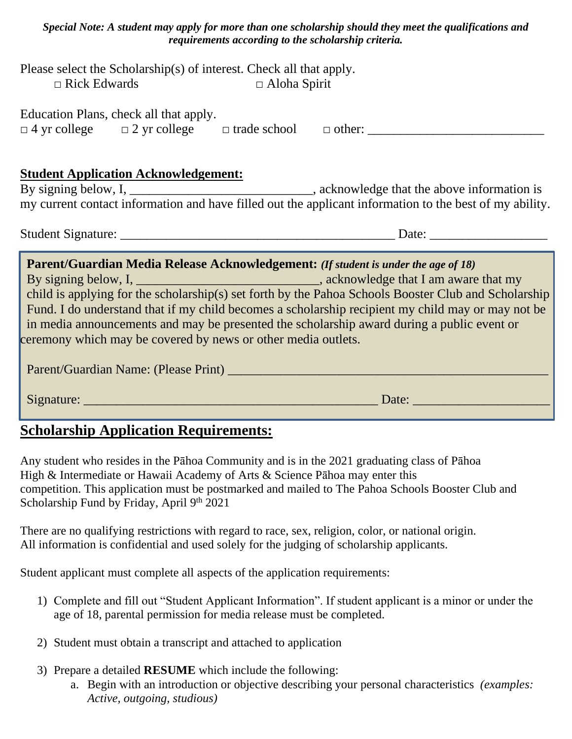***Special Note: A student may apply for more than one scholarship should they meet the qualifications and requirements according to the scholarship criteria.***

Please select the Scholarship(s) of interest. Check all that apply.

□ Rick Edwards □ Aloha Spirit

Education Plans, check all that apply.

□ 4 yr college □ 2 yr college □ trade school □ other: ___________________________

**Student Application Acknowledgement:**

By signing below, I, ____________________________, acknowledge that the above information is my current contact information and have filled out the applicant information to the best of my ability.

Student Signature: ___________________________________________ Date: __________________

**Parent/Guardian Media Release Acknowledgement:** ***(If student is under the age of 18)***

By signing below, I, ____________________________, acknowledge that I am aware that my child is applying for the scholarship(s) set forth by the Pahoa Schools Booster Club and Scholarship Fund. I do understand that if my child becomes a scholarship recipient my child may or may not be in media announcements and may be presented the scholarship award during a public event or ceremony which may be covered by news or other media outlets.

Parent/Guardian Name: (Please Print) _________________________________________________

Signature: _____________________________________________ Date: _____________________

## Scholarship Application Requirements:

Any student who resides in the Pāhoa Community and is in the 2021 graduating class of Pāhoa High & Intermediate or Hawaii Academy of Arts & Science Pāhoa may enter this competition. This application must be postmarked and mailed to The Pahoa Schools Booster Club and Scholarship Fund by Friday, April 9th 2021

There are no qualifying restrictions with regard to race, sex, religion, color, or national origin. All information is confidential and used solely for the judging of scholarship applicants.

Student applicant must complete all aspects of the application requirements:

1) Complete and fill out "Student Applicant Information". If student applicant is a minor or under the age of 18, parental permission for media release must be completed.
2) Student must obtain a transcript and attached to application
3) Prepare a detailed **RESUME** which include the following:
   a. Begin with an introduction or objective describing your personal characteristics *(examples: Active, outgoing, studious)*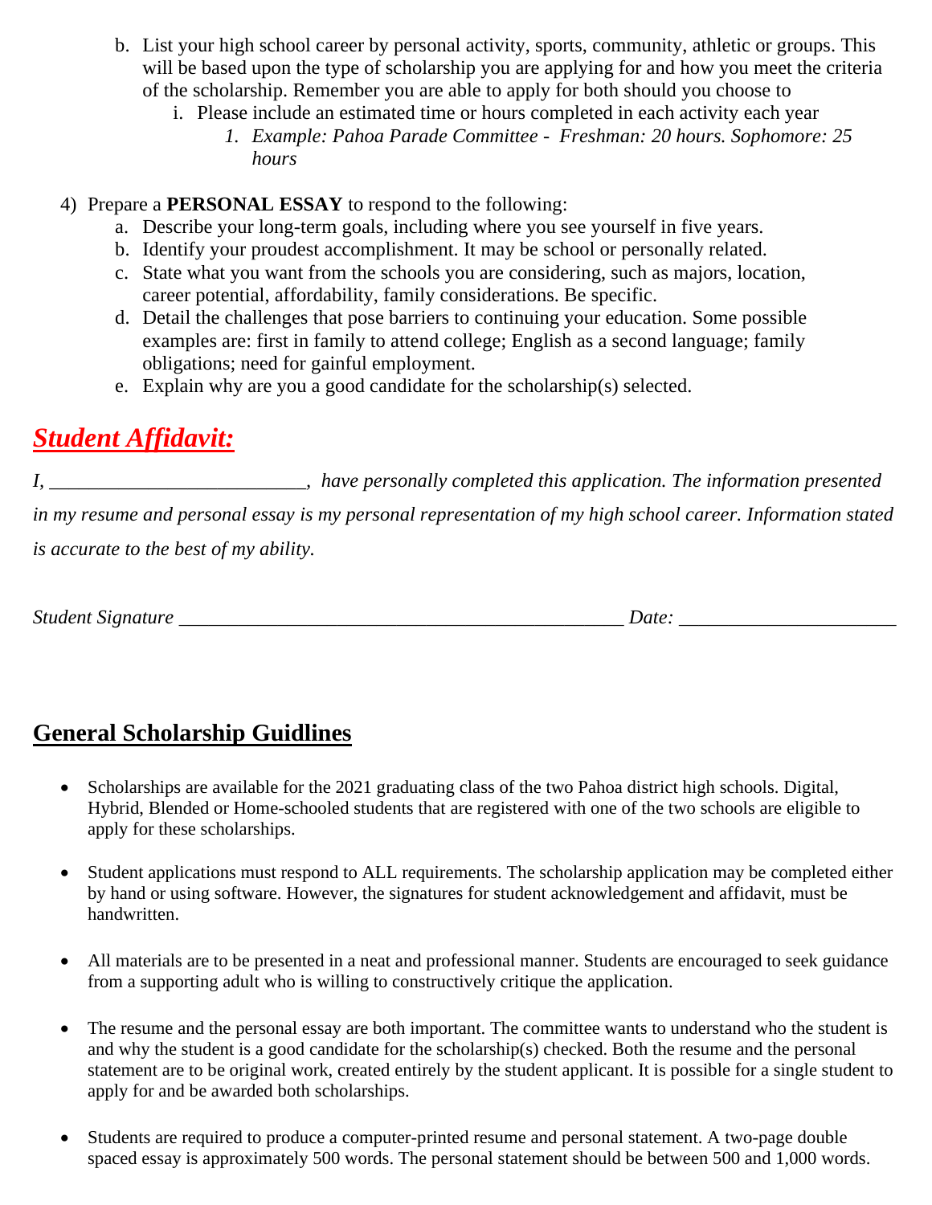b. List your high school career by personal activity, sports, community, athletic or groups. This will be based upon the type of scholarship you are applying for and how you meet the criteria of the scholarship. Remember you are able to apply for both should you choose to
      i. Please include an estimated time or hours completed in each activity each year
         1. *Example: Pahoa Parade Committee - Freshman: 20 hours. Sophomore: 25 hours*

4) Prepare a **PERSONAL ESSAY** to respond to the following:
   a. Describe your long-term goals, including where you see yourself in five years.
   b. Identify your proudest accomplishment. It may be school or personally related.
   c. State what you want from the schools you are considering, such as majors, location, career potential, affordability, family considerations. Be specific.
   d. Detail the challenges that pose barriers to continuing your education. Some possible examples are: first in family to attend college; English as a second language; family obligations; need for gainful employment.
   e. Explain why are you a good candidate for the scholarship(s) selected.

## ***Student Affidavit:***

*I, _________________________, have personally completed this application. The information presented in my resume and personal essay is my personal representation of my high school career. Information stated is accurate to the best of my ability.*

*Student Signature* _____________________________________________ *Date:* _____________________

## General Scholarship Guidlines

- Scholarships are available for the 2021 graduating class of the two Pahoa district high schools. Digital, Hybrid, Blended or Home-schooled students that are registered with one of the two schools are eligible to apply for these scholarships.

- Student applications must respond to ALL requirements. The scholarship application may be completed either by hand or using software. However, the signatures for student acknowledgement and affidavit, must be handwritten.

- All materials are to be presented in a neat and professional manner. Students are encouraged to seek guidance from a supporting adult who is willing to constructively critique the application.

- The resume and the personal essay are both important. The committee wants to understand who the student is and why the student is a good candidate for the scholarship(s) checked. Both the resume and the personal statement are to be original work, created entirely by the student applicant. It is possible for a single student to apply for and be awarded both scholarships.

- Students are required to produce a computer-printed resume and personal statement. A two-page double spaced essay is approximately 500 words. The personal statement should be between 500 and 1,000 words.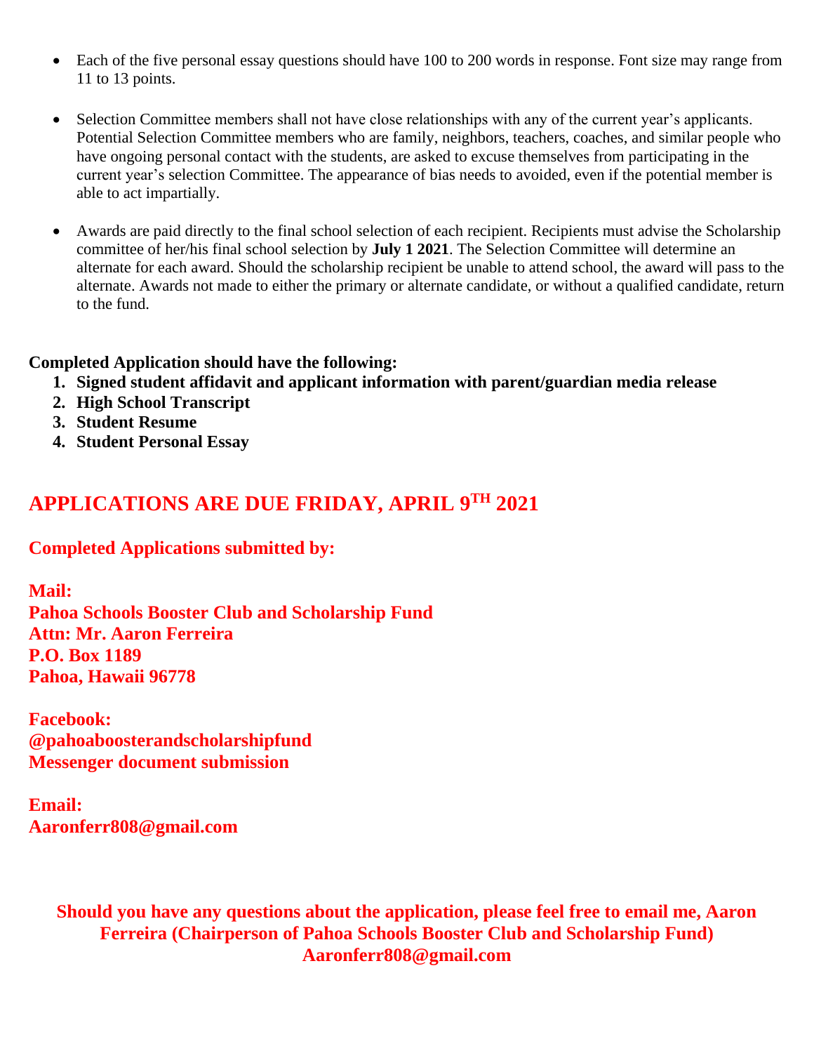- Each of the five personal essay questions should have 100 to 200 words in response. Font size may range from 11 to 13 points.

- Selection Committee members shall not have close relationships with any of the current year's applicants. Potential Selection Committee members who are family, neighbors, teachers, coaches, and similar people who have ongoing personal contact with the students, are asked to excuse themselves from participating in the current year's selection Committee. The appearance of bias needs to avoided, even if the potential member is able to act impartially.

- Awards are paid directly to the final school selection of each recipient. Recipients must advise the Scholarship committee of her/his final school selection by **July 1 2021**. The Selection Committee will determine an alternate for each award. Should the scholarship recipient be unable to attend school, the award will pass to the alternate. Awards not made to either the primary or alternate candidate, or without a qualified candidate, return to the fund.

**Completed Application should have the following:**

1. **Signed student affidavit and applicant information with parent/guardian media release**
2. **High School Transcript**
3. **Student Resume**
4. **Student Personal Essay**

## APPLICATIONS ARE DUE FRIDAY, APRIL 9TH 2021

**Completed Applications submitted by:**

**Mail:**
**Pahoa Schools Booster Club and Scholarship Fund**
**Attn: Mr. Aaron Ferreira**
**P.O. Box 1189**
**Pahoa, Hawaii 96778**

**Facebook:**
**@pahoaboosterandscholarshipfund**
**Messenger document submission**

**Email:**
**Aaronferr808@gmail.com**

**Should you have any questions about the application, please feel free to email me, Aaron Ferreira (Chairperson of Pahoa Schools Booster Club and Scholarship Fund) Aaronferr808@gmail.com**